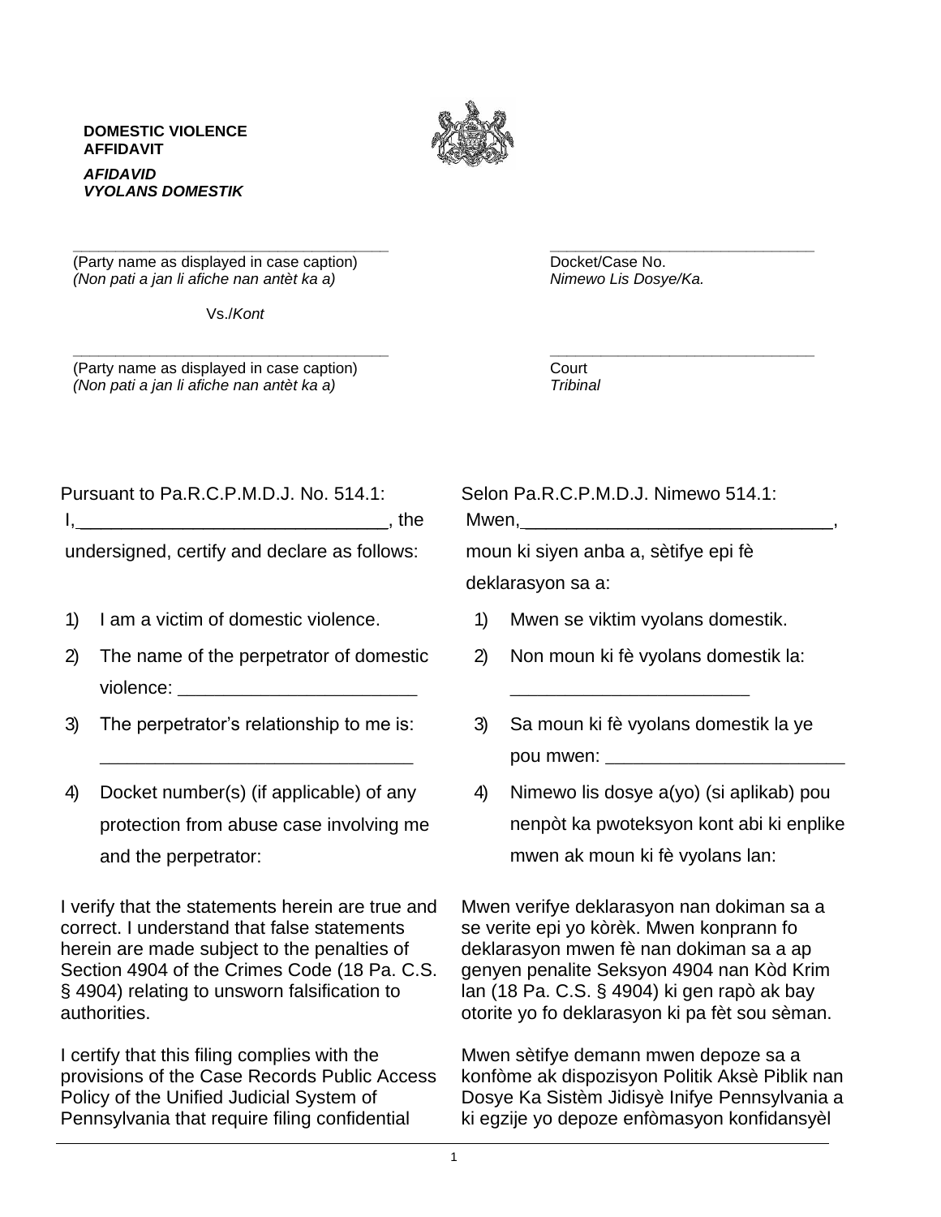**DOMESTIC VIOLENCE AFFIDAVIT**

***AFIDAVID VYOLANS DOMESTIK***

| | |
|---|---|
| ____________________________________ | ______________________________ |
| (Party name as displayed in case caption) | Docket/Case No. |
| *(Non pati a jan li afiche nan antèt ka a)* | *Nimewo Lis Dosye/Ka.* |
| Vs./*Kont* | |
| ____________________________________ | ______________________________ |
| (Party name as displayed in case caption) | Court |
| *(Non pati a jan li afiche nan antèt ka a)* | *Tribinal* |

Pursuant to Pa.R.C.P.M.D.J. No. 514.1:

I,______________________________, the undersigned, certify and declare as follows:

1) I am a victim of domestic violence.
2) The name of the perpetrator of domestic violence: ______________________
3) The perpetrator's relationship to me is: ______________________________
4) Docket number(s) (if applicable) of any protection from abuse case involving me and the perpetrator:

I verify that the statements herein are true and correct. I understand that false statements herein are made subject to the penalties of Section 4904 of the Crimes Code (18 Pa. C.S. § 4904) relating to unsworn falsification to authorities.

I certify that this filing complies with the provisions of the Case Records Public Access Policy of the Unified Judicial System of Pennsylvania that require filing confidential

Selon Pa.R.C.P.M.D.J. Nimewo 514.1:

Mwen,______________________________, moun ki siyen anba a, sètifye epi fè deklarasyon sa a:

1) Mwen se viktim vyolans domestik.
2) Non moun ki fè vyolans domestik la: ______________________
3) Sa moun ki fè vyolans domestik la ye pou mwen: ______________________
4) Nimewo lis dosye a(yo) (si aplikab) pou nenpòt ka pwoteksyon kont abi ki enplike mwen ak moun ki fè vyolans lan:

Mwen verifye deklarasyon nan dokiman sa a se verite epi yo kòrèk. Mwen konprann fo deklarasyon mwen fè nan dokiman sa a ap genyen penalite Seksyon 4904 nan Kòd Krim lan (18 Pa. C.S. § 4904) ki gen rapò ak bay otorite yo fo deklarasyon ki pa fèt sou sèman.

Mwen sètifye demann mwen depoze sa a konfòme ak dispozisyon Politik Aksè Piblik nan Dosye Ka Sistèm Jidisyè Inifye Pennsylvania a ki egzije yo depoze enfòmasyon konfidansyèl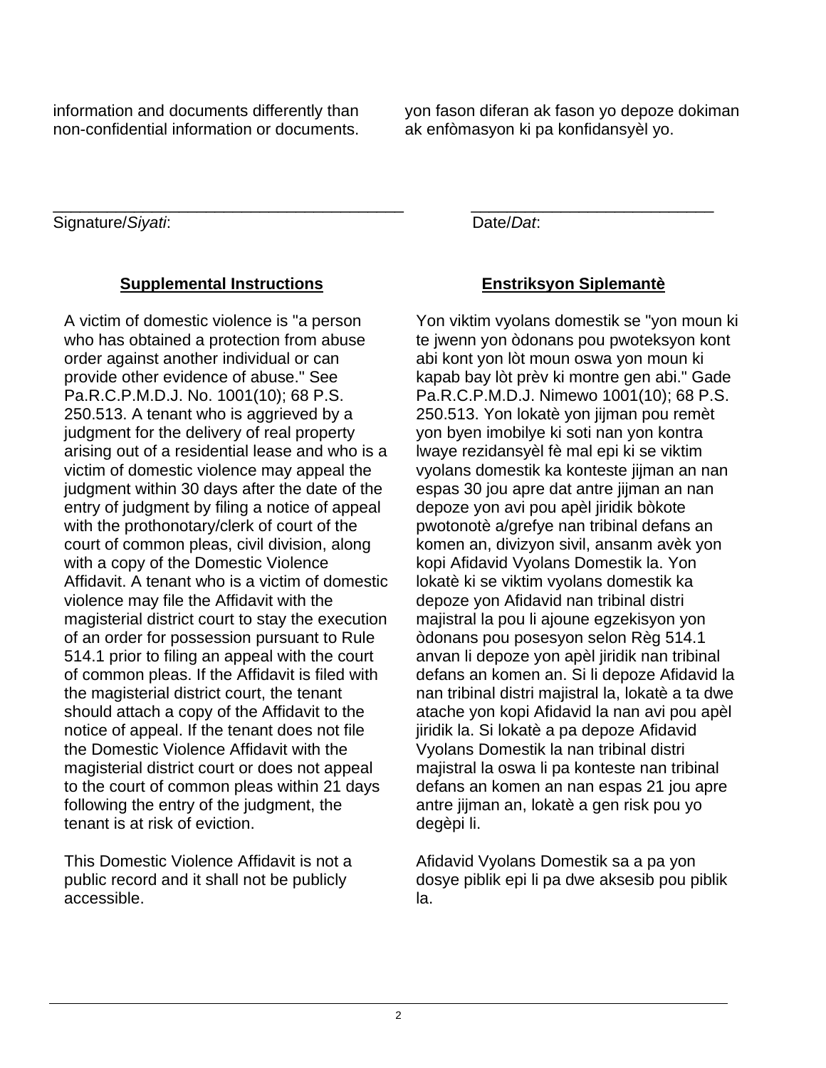information and documents differently than non-confidential information or documents.

yon fason diferan ak fason yo depoze dokiman ak enfòmasyon ki pa konfidansyèl yo.

______________________________________ Signature/*Siyati*:

__________________________ Date/*Dat*:

## Supplemental Instructions

A victim of domestic violence is "a person who has obtained a protection from abuse order against another individual or can provide other evidence of abuse." See Pa.R.C.P.M.D.J. No. 1001(10); 68 P.S. 250.513. A tenant who is aggrieved by a judgment for the delivery of real property arising out of a residential lease and who is a victim of domestic violence may appeal the judgment within 30 days after the date of the entry of judgment by filing a notice of appeal with the prothonotary/clerk of court of the court of common pleas, civil division, along with a copy of the Domestic Violence Affidavit. A tenant who is a victim of domestic violence may file the Affidavit with the magisterial district court to stay the execution of an order for possession pursuant to Rule 514.1 prior to filing an appeal with the court of common pleas. If the Affidavit is filed with the magisterial district court, the tenant should attach a copy of the Affidavit to the notice of appeal. If the tenant does not file the Domestic Violence Affidavit with the magisterial district court or does not appeal to the court of common pleas within 21 days following the entry of the judgment, the tenant is at risk of eviction.

This Domestic Violence Affidavit is not a public record and it shall not be publicly accessible.

## Enstriksyon Siplemantè

Yon viktim vyolans domestik se "yon moun ki te jwenn yon òdonans pou pwoteksyon kont abi kont yon lòt moun oswa yon moun ki kapab bay lòt prèv ki montre gen abi." Gade Pa.R.C.P.M.D.J. Nimewo 1001(10); 68 P.S. 250.513. Yon lokatè yon jijman pou remèt yon byen imobilye ki soti nan yon kontra lwaye rezidansyèl fè mal epi ki se viktim vyolans domestik ka konteste jijman an nan espas 30 jou apre dat antre jijman an nan depoze yon avi pou apèl jiridik bòkote pwotonotè a/grefye nan tribinal defans an komen an, divizyon sivil, ansanm avèk yon kopi Afidavid Vyolans Domestik la. Yon lokatè ki se viktim vyolans domestik ka depoze yon Afidavid nan tribinal distri majistral la pou li ajoune egzekisyon yon òdonans pou posesyon selon Règ 514.1 anvan li depoze yon apèl jiridik nan tribinal defans an komen an. Si li depoze Afidavid la nan tribinal distri majistral la, lokatè a ta dwe atache yon kopi Afidavid la nan avi pou apèl jiridik la. Si lokatè a pa depoze Afidavid Vyolans Domestik la nan tribinal distri majistral la oswa li pa konteste nan tribinal defans an komen an nan espas 21 jou apre antre jijman an, lokatè a gen risk pou yo degèpi li.

Afidavid Vyolans Domestik sa a pa yon dosye piblik epi li pa dwe aksesib pou piblik la.